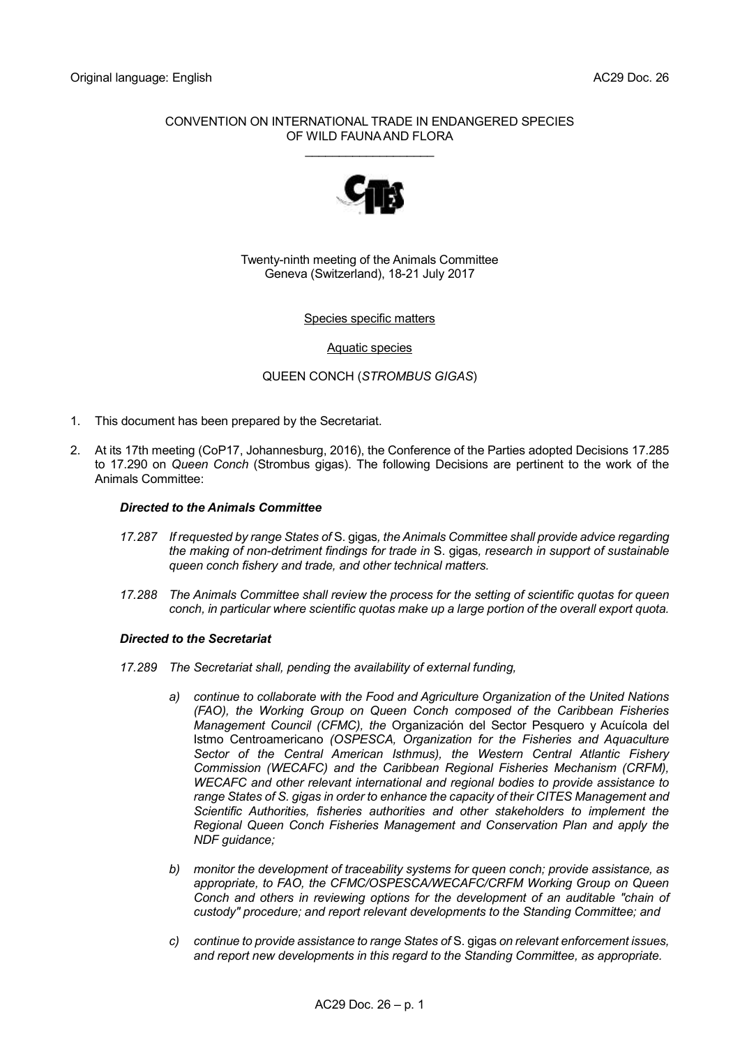Original language: English AC29 Doc. 26

CONVENTION ON INTERNATIONAL TRADE IN ENDANGERED SPECIES OF WILD FAUNA AND FLORA

Twenty-ninth meeting of the Animals Committee
Geneva (Switzerland), 18-21 July 2017

Species specific matters

Aquatic species

QUEEN CONCH (*STROMBUS GIGAS*)

1. This document has been prepared by the Secretariat.

2. At its 17th meeting (CoP17, Johannesburg, 2016), the Conference of the Parties adopted Decisions 17.285 to 17.290 on *Queen Conch* (Strombus gigas). The following Decisions are pertinent to the work of the Animals Committee:

   ***Directed to the Animals Committee***

   *17.287 If requested by range States of* S. gigas*, the Animals Committee shall provide advice regarding the making of non-detriment findings for trade in* S. gigas*, research in support of sustainable queen conch fishery and trade, and other technical matters.*

   *17.288 The Animals Committee shall review the process for the setting of scientific quotas for queen conch, in particular where scientific quotas make up a large portion of the overall export quota.*

   ***Directed to the Secretariat***

   *17.289 The Secretariat shall, pending the availability of external funding,*

   *a) continue to collaborate with the Food and Agriculture Organization of the United Nations (FAO), the Working Group on Queen Conch composed of the Caribbean Fisheries Management Council (CFMC), the* Organización del Sector Pesquero y Acuícola del Istmo Centroamericano *(OSPESCA, Organization for the Fisheries and Aquaculture Sector of the Central American Isthmus), the Western Central Atlantic Fishery Commission (WECAFC) and the Caribbean Regional Fisheries Mechanism (CRFM), WECAFC and other relevant international and regional bodies to provide assistance to range States of S. gigas in order to enhance the capacity of their CITES Management and Scientific Authorities, fisheries authorities and other stakeholders to implement the Regional Queen Conch Fisheries Management and Conservation Plan and apply the NDF guidance;*

   *b) monitor the development of traceability systems for queen conch; provide assistance, as appropriate, to FAO, the CFMC/OSPESCA/WECAFC/CRFM Working Group on Queen Conch and others in reviewing options for the development of an auditable "chain of custody" procedure; and report relevant developments to the Standing Committee; and*

   *c) continue to provide assistance to range States of* S. gigas *on relevant enforcement issues, and report new developments in this regard to the Standing Committee, as appropriate.*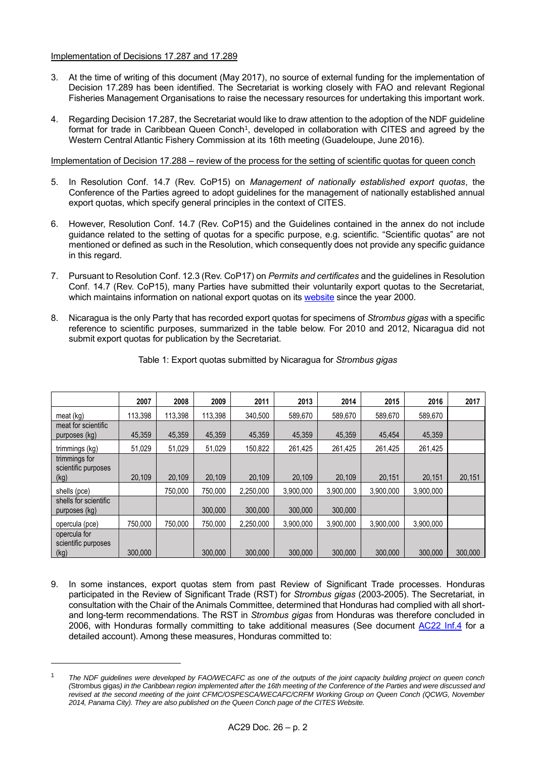### Implementation of Decisions 17.287 and 17.289

3. At the time of writing of this document (May 2017), no source of external funding for the implementation of Decision 17.289 has been identified. The Secretariat is working closely with FAO and relevant Regional Fisheries Management Organisations to raise the necessary resources for undertaking this important work.

4. Regarding Decision 17.287, the Secretariat would like to draw attention to the adoption of the NDF guideline format for trade in Caribbean Queen Conch[1], developed in collaboration with CITES and agreed by the Western Central Atlantic Fishery Commission at its 16th meeting (Guadeloupe, June 2016).

### Implementation of Decision 17.288 – review of the process for the setting of scientific quotas for queen conch

5. In Resolution Conf. 14.7 (Rev. CoP15) on *Management of nationally established export quotas*, the Conference of the Parties agreed to adopt guidelines for the management of nationally established annual export quotas, which specify general principles in the context of CITES.

6. However, Resolution Conf. 14.7 (Rev. CoP15) and the Guidelines contained in the annex do not include guidance related to the setting of quotas for a specific purpose, e.g. scientific. "Scientific quotas" are not mentioned or defined as such in the Resolution, which consequently does not provide any specific guidance in this regard.

7. Pursuant to Resolution Conf. 12.3 (Rev. CoP17) on *Permits and certificates* and the guidelines in Resolution Conf. 14.7 (Rev. CoP15), many Parties have submitted their voluntarily export quotas to the Secretariat, which maintains information on national export quotas on its website since the year 2000.

8. Nicaragua is the only Party that has recorded export quotas for specimens of *Strombus gigas* with a specific reference to scientific purposes, summarized in the table below. For 2010 and 2012, Nicaragua did not submit export quotas for publication by the Secretariat.

Table 1: Export quotas submitted by Nicaragua for *Strombus gigas*

| | 2007 | 2008 | 2009 | 2011 | 2013 | 2014 | 2015 | 2016 | 2017 |
|---|---|---|---|---|---|---|---|---|---|
| meat (kg) | 113,398 | 113,398 | 113,398 | 340,500 | 589,670 | 589,670 | 589,670 | 589,670 | |
| meat for scientific purposes (kg) | 45,359 | 45,359 | 45,359 | 45,359 | 45,359 | 45,359 | 45,454 | 45,359 | |
| trimmings (kg) | 51,029 | 51,029 | 51,029 | 150,822 | 261,425 | 261,425 | 261,425 | 261,425 | |
| trimmings for scientific purposes (kg) | 20,109 | 20,109 | 20,109 | 20,109 | 20,109 | 20,109 | 20,151 | 20,151 | 20,151 |
| shells (pce) | | 750,000 | 750,000 | 2,250,000 | 3,900,000 | 3,900,000 | 3,900,000 | 3,900,000 | |
| shells for scientific purposes (kg) | | | 300,000 | 300,000 | 300,000 | 300,000 | | | |
| opercula (pce) | 750,000 | 750,000 | 750,000 | 2,250,000 | 3,900,000 | 3,900,000 | 3,900,000 | 3,900,000 | |
| opercula for scientific purposes (kg) | 300,000 | | 300,000 | 300,000 | 300,000 | 300,000 | 300,000 | 300,000 | 300,000 |

9. In some instances, export quotas stem from past Review of Significant Trade processes. Honduras participated in the Review of Significant Trade (RST) for *Strombus gigas* (2003-2005). The Secretariat, in consultation with the Chair of the Animals Committee, determined that Honduras had complied with all short- and long-term recommendations. The RST in *Strombus gigas* from Honduras was therefore concluded in 2006, with Honduras formally committing to take additional measures (See document AC22 Inf.4 for a detailed account). Among these measures, Honduras committed to:

---

[1] *The NDF guidelines were developed by FAO/WECAFC as one of the outputs of the joint capacity building project on queen conch (*Strombus gigas*) in the Caribbean region implemented after the 16th meeting of the Conference of the Parties and were discussed and revised at the second meeting of the joint CFMC/OSPESCA/WECAFC/CRFM Working Group on Queen Conch (QCWG, November 2014, Panama City). They are also published on the Queen Conch page of the CITES Website.*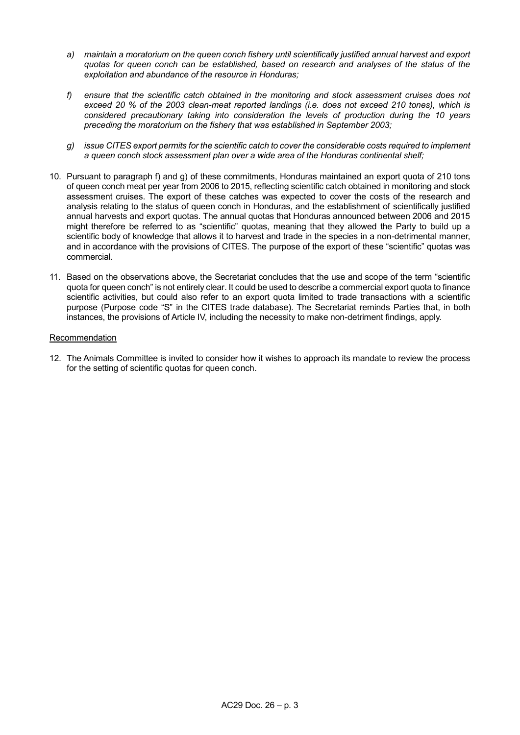*a) maintain a moratorium on the queen conch fishery until scientifically justified annual harvest and export quotas for queen conch can be established, based on research and analyses of the status of the exploitation and abundance of the resource in Honduras;*

*f) ensure that the scientific catch obtained in the monitoring and stock assessment cruises does not exceed 20 % of the 2003 clean-meat reported landings (i.e. does not exceed 210 tones), which is considered precautionary taking into consideration the levels of production during the 10 years preceding the moratorium on the fishery that was established in September 2003;*

*g) issue CITES export permits for the scientific catch to cover the considerable costs required to implement a queen conch stock assessment plan over a wide area of the Honduras continental shelf;*

10. Pursuant to paragraph f) and g) of these commitments, Honduras maintained an export quota of 210 tons of queen conch meat per year from 2006 to 2015, reflecting scientific catch obtained in monitoring and stock assessment cruises. The export of these catches was expected to cover the costs of the research and analysis relating to the status of queen conch in Honduras, and the establishment of scientifically justified annual harvests and export quotas. The annual quotas that Honduras announced between 2006 and 2015 might therefore be referred to as "scientific" quotas, meaning that they allowed the Party to build up a scientific body of knowledge that allows it to harvest and trade in the species in a non-detrimental manner, and in accordance with the provisions of CITES. The purpose of the export of these "scientific" quotas was commercial.

11. Based on the observations above, the Secretariat concludes that the use and scope of the term "scientific quota for queen conch" is not entirely clear. It could be used to describe a commercial export quota to finance scientific activities, but could also refer to an export quota limited to trade transactions with a scientific purpose (Purpose code "S" in the CITES trade database). The Secretariat reminds Parties that, in both instances, the provisions of Article IV, including the necessity to make non-detriment findings, apply.

Recommendation

12. The Animals Committee is invited to consider how it wishes to approach its mandate to review the process for the setting of scientific quotas for queen conch.